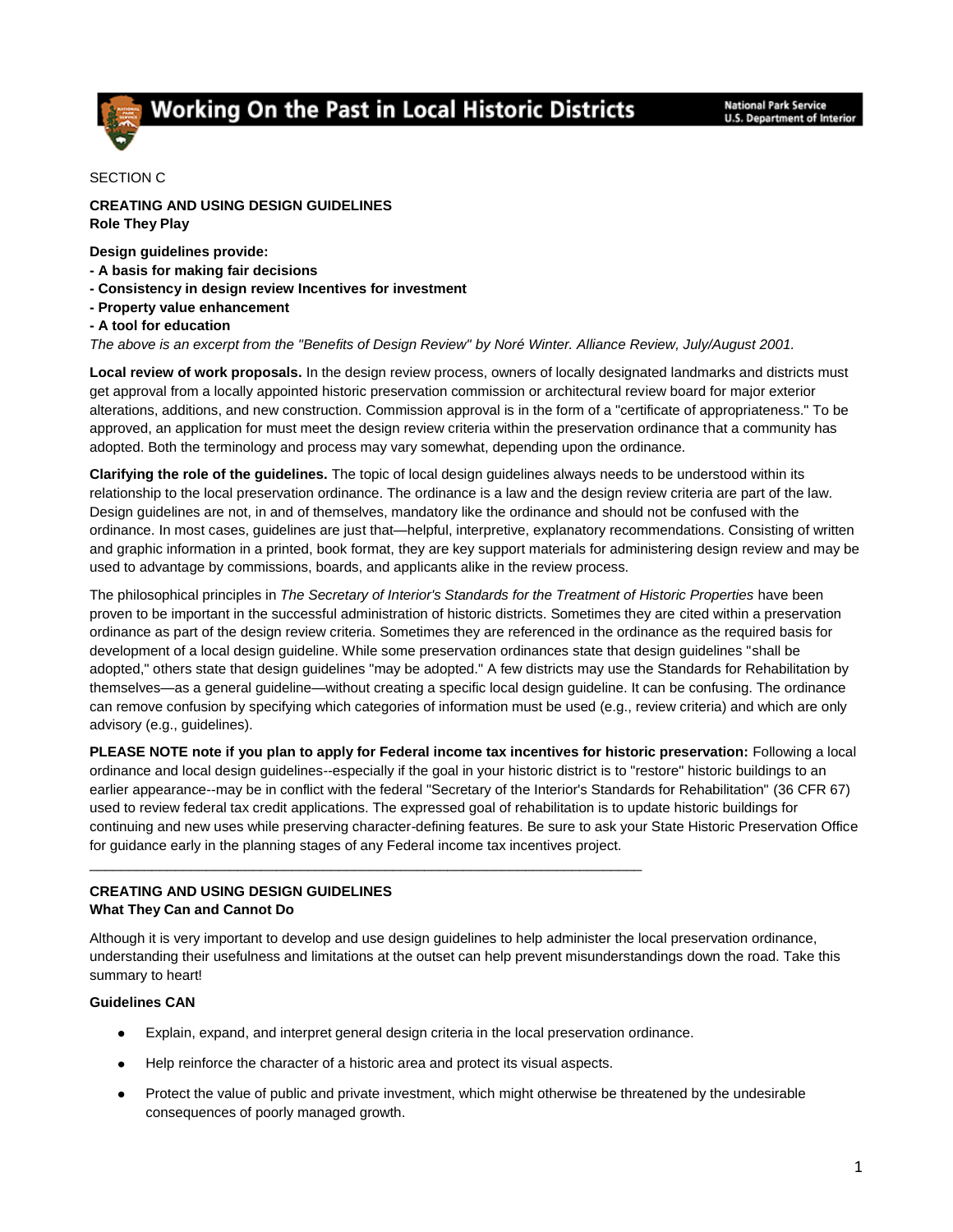# Working On the Past in Local Historic Districts

SECTION C

**CREATING AND USING DESIGN GUIDELINES**
**Role They Play**

**Design guidelines provide:**
**- A basis for making fair decisions**
**- Consistency in design review Incentives for investment**
**- Property value enhancement**
**- A tool for education**
*The above is an excerpt from the "Benefits of Design Review" by Noré Winter. Alliance Review, July/August 2001.*

**Local review of work proposals.** In the design review process, owners of locally designated landmarks and districts must get approval from a locally appointed historic preservation commission or architectural review board for major exterior alterations, additions, and new construction. Commission approval is in the form of a "certificate of appropriateness." To be approved, an application for must meet the design review criteria within the preservation ordinance that a community has adopted. Both the terminology and process may vary somewhat, depending upon the ordinance.

**Clarifying the role of the guidelines.** The topic of local design guidelines always needs to be understood within its relationship to the local preservation ordinance. The ordinance is a law and the design review criteria are part of the law. Design guidelines are not, in and of themselves, mandatory like the ordinance and should not be confused with the ordinance. In most cases, guidelines are just that—helpful, interpretive, explanatory recommendations. Consisting of written and graphic information in a printed, book format, they are key support materials for administering design review and may be used to advantage by commissions, boards, and applicants alike in the review process.

The philosophical principles in *The Secretary of Interior's Standards for the Treatment of Historic Properties* have been proven to be important in the successful administration of historic districts. Sometimes they are cited within a preservation ordinance as part of the design review criteria. Sometimes they are referenced in the ordinance as the required basis for development of a local design guideline. While some preservation ordinances state that design guidelines "shall be adopted," others state that design guidelines "may be adopted." A few districts may use the Standards for Rehabilitation by themselves—as a general guideline—without creating a specific local design guideline. It can be confusing. The ordinance can remove confusion by specifying which categories of information must be used (e.g., review criteria) and which are only advisory (e.g., guidelines).

**PLEASE NOTE note if you plan to apply for Federal income tax incentives for historic preservation:** Following a local ordinance and local design guidelines--especially if the goal in your historic district is to "restore" historic buildings to an earlier appearance--may be in conflict with the federal "Secretary of the Interior's Standards for Rehabilitation" (36 CFR 67) used to review federal tax credit applications. The expressed goal of rehabilitation is to update historic buildings for continuing and new uses while preserving character-defining features. Be sure to ask your State Historic Preservation Office for guidance early in the planning stages of any Federal income tax incentives project.

---

**CREATING AND USING DESIGN GUIDELINES**
**What They Can and Cannot Do**

Although it is very important to develop and use design guidelines to help administer the local preservation ordinance, understanding their usefulness and limitations at the outset can help prevent misunderstandings down the road. Take this summary to heart!

**Guidelines CAN**

- Explain, expand, and interpret general design criteria in the local preservation ordinance.
- Help reinforce the character of a historic area and protect its visual aspects.
- Protect the value of public and private investment, which might otherwise be threatened by the undesirable consequences of poorly managed growth.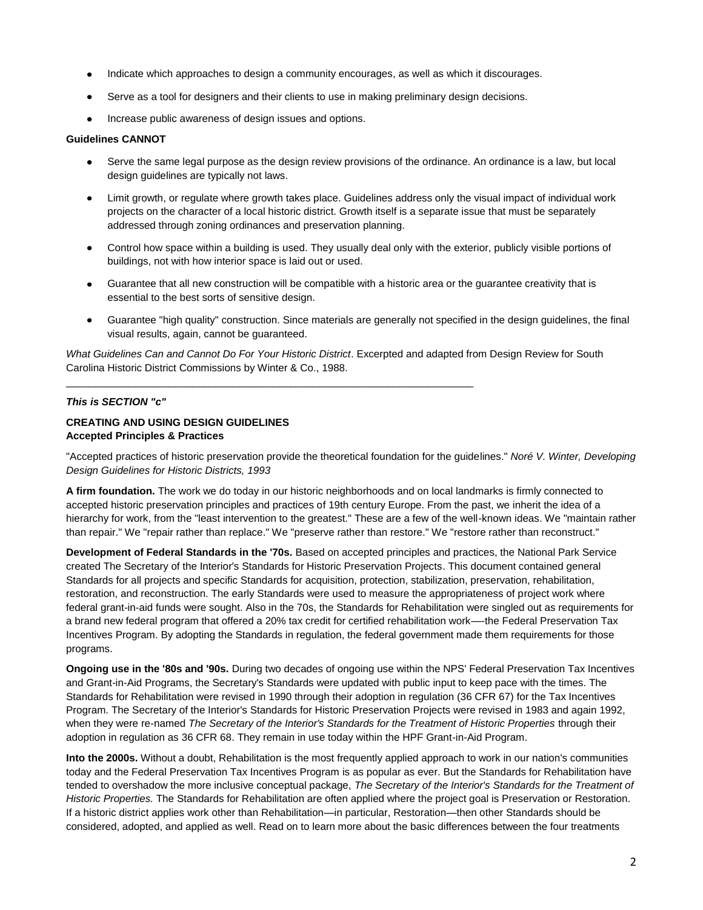- Indicate which approaches to design a community encourages, as well as which it discourages.
- Serve as a tool for designers and their clients to use in making preliminary design decisions.
- Increase public awareness of design issues and options.

**Guidelines CANNOT**

- Serve the same legal purpose as the design review provisions of the ordinance. An ordinance is a law, but local design guidelines are typically not laws.
- Limit growth, or regulate where growth takes place. Guidelines address only the visual impact of individual work projects on the character of a local historic district. Growth itself is a separate issue that must be separately addressed through zoning ordinances and preservation planning.
- Control how space within a building is used. They usually deal only with the exterior, publicly visible portions of buildings, not with how interior space is laid out or used.
- Guarantee that all new construction will be compatible with a historic area or the guarantee creativity that is essential to the best sorts of sensitive design.
- Guarantee "high quality" construction. Since materials are generally not specified in the design guidelines, the final visual results, again, cannot be guaranteed.

*What Guidelines Can and Cannot Do For Your Historic District*. Excerpted and adapted from Design Review for South Carolina Historic District Commissions by Winter & Co., 1988.

---

***This is SECTION "c"***

**CREATING AND USING DESIGN GUIDELINES**
**Accepted Principles & Practices**

"Accepted practices of historic preservation provide the theoretical foundation for the guidelines." *Noré V. Winter, Developing Design Guidelines for Historic Districts, 1993*

**A firm foundation.** The work we do today in our historic neighborhoods and on local landmarks is firmly connected to accepted historic preservation principles and practices of 19th century Europe. From the past, we inherit the idea of a hierarchy for work, from the "least intervention to the greatest." These are a few of the well-known ideas. We "maintain rather than repair." We "repair rather than replace." We "preserve rather than restore." We "restore rather than reconstruct."

**Development of Federal Standards in the '70s.** Based on accepted principles and practices, the National Park Service created The Secretary of the Interior's Standards for Historic Preservation Projects. This document contained general Standards for all projects and specific Standards for acquisition, protection, stabilization, preservation, rehabilitation, restoration, and reconstruction. The early Standards were used to measure the appropriateness of project work where federal grant-in-aid funds were sought. Also in the 70s, the Standards for Rehabilitation were singled out as requirements for a brand new federal program that offered a 20% tax credit for certified rehabilitation work—-the Federal Preservation Tax Incentives Program. By adopting the Standards in regulation, the federal government made them requirements for those programs.

**Ongoing use in the '80s and '90s.** During two decades of ongoing use within the NPS' Federal Preservation Tax Incentives and Grant-in-Aid Programs, the Secretary's Standards were updated with public input to keep pace with the times. The Standards for Rehabilitation were revised in 1990 through their adoption in regulation (36 CFR 67) for the Tax Incentives Program. The Secretary of the Interior's Standards for Historic Preservation Projects were revised in 1983 and again 1992, when they were re-named *The Secretary of the Interior's Standards for the Treatment of Historic Properties* through their adoption in regulation as 36 CFR 68. They remain in use today within the HPF Grant-in-Aid Program.

**Into the 2000s.** Without a doubt, Rehabilitation is the most frequently applied approach to work in our nation's communities today and the Federal Preservation Tax Incentives Program is as popular as ever. But the Standards for Rehabilitation have tended to overshadow the more inclusive conceptual package, *The Secretary of the Interior's Standards for the Treatment of Historic Properties.* The Standards for Rehabilitation are often applied where the project goal is Preservation or Restoration. If a historic district applies work other than Rehabilitation—in particular, Restoration—then other Standards should be considered, adopted, and applied as well. Read on to learn more about the basic differences between the four treatments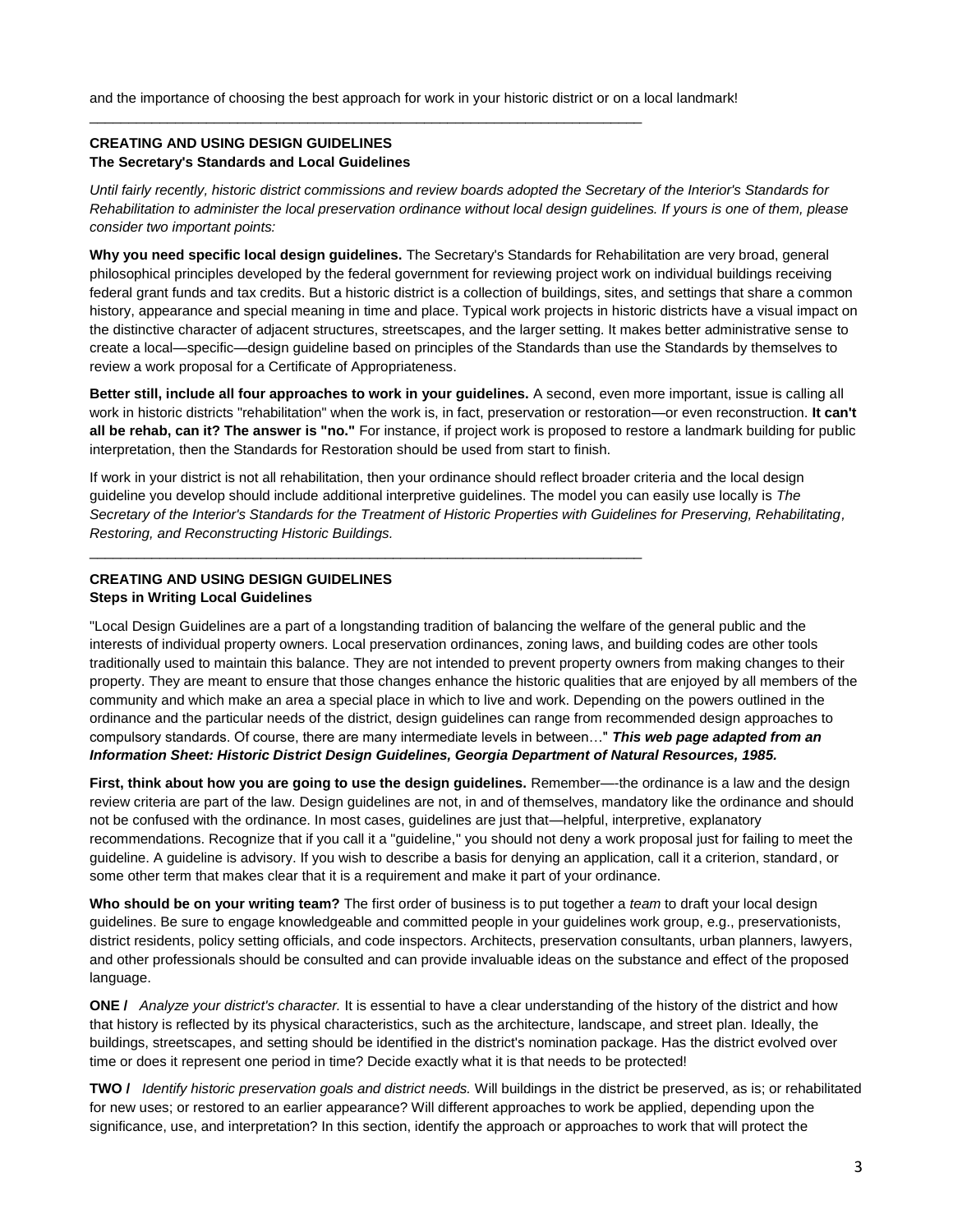and the importance of choosing the best approach for work in your historic district or on a local landmark!

---

**CREATING AND USING DESIGN GUIDELINES**
**The Secretary's Standards and Local Guidelines**

*Until fairly recently, historic district commissions and review boards adopted the Secretary of the Interior's Standards for Rehabilitation to administer the local preservation ordinance without local design guidelines. If yours is one of them, please consider two important points:*

**Why you need specific local design guidelines.** The Secretary's Standards for Rehabilitation are very broad, general philosophical principles developed by the federal government for reviewing project work on individual buildings receiving federal grant funds and tax credits. But a historic district is a collection of buildings, sites, and settings that share a common history, appearance and special meaning in time and place. Typical work projects in historic districts have a visual impact on the distinctive character of adjacent structures, streetscapes, and the larger setting. It makes better administrative sense to create a local—specific—design guideline based on principles of the Standards than use the Standards by themselves to review a work proposal for a Certificate of Appropriateness.

**Better still, include all four approaches to work in your guidelines.** A second, even more important, issue is calling all work in historic districts "rehabilitation" when the work is, in fact, preservation or restoration—or even reconstruction. **It can't all be rehab, can it? The answer is "no."** For instance, if project work is proposed to restore a landmark building for public interpretation, then the Standards for Restoration should be used from start to finish.

If work in your district is not all rehabilitation, then your ordinance should reflect broader criteria and the local design guideline you develop should include additional interpretive guidelines. The model you can easily use locally is *The Secretary of the Interior's Standards for the Treatment of Historic Properties with Guidelines for Preserving, Rehabilitating, Restoring, and Reconstructing Historic Buildings.*

---

**CREATING AND USING DESIGN GUIDELINES**
**Steps in Writing Local Guidelines**

"Local Design Guidelines are a part of a longstanding tradition of balancing the welfare of the general public and the interests of individual property owners. Local preservation ordinances, zoning laws, and building codes are other tools traditionally used to maintain this balance. They are not intended to prevent property owners from making changes to their property. They are meant to ensure that those changes enhance the historic qualities that are enjoyed by all members of the community and which make an area a special place in which to live and work. Depending on the powers outlined in the ordinance and the particular needs of the district, design guidelines can range from recommended design approaches to compulsory standards. Of course, there are many intermediate levels in between…" ***This web page adapted from an Information Sheet: Historic District Design Guidelines, Georgia Department of Natural Resources, 1985.***

**First, think about how you are going to use the design guidelines.** Remember—-the ordinance is a law and the design review criteria are part of the law. Design guidelines are not, in and of themselves, mandatory like the ordinance and should not be confused with the ordinance. In most cases, guidelines are just that—helpful, interpretive, explanatory recommendations. Recognize that if you call it a "guideline," you should not deny a work proposal just for failing to meet the guideline. A guideline is advisory. If you wish to describe a basis for denying an application, call it a criterion, standard, or some other term that makes clear that it is a requirement and make it part of your ordinance.

**Who should be on your writing team?** The first order of business is to put together a *team* to draft your local design guidelines. Be sure to engage knowledgeable and committed people in your guidelines work group, e.g., preservationists, district residents, policy setting officials, and code inspectors. Architects, preservation consultants, urban planners, lawyers, and other professionals should be consulted and can provide invaluable ideas on the substance and effect of the proposed language.

**ONE /** *Analyze your district's character.* It is essential to have a clear understanding of the history of the district and how that history is reflected by its physical characteristics, such as the architecture, landscape, and street plan. Ideally, the buildings, streetscapes, and setting should be identified in the district's nomination package. Has the district evolved over time or does it represent one period in time? Decide exactly what it is that needs to be protected!

**TWO /** *Identify historic preservation goals and district needs.* Will buildings in the district be preserved, as is; or rehabilitated for new uses; or restored to an earlier appearance? Will different approaches to work be applied, depending upon the significance, use, and interpretation? In this section, identify the approach or approaches to work that will protect the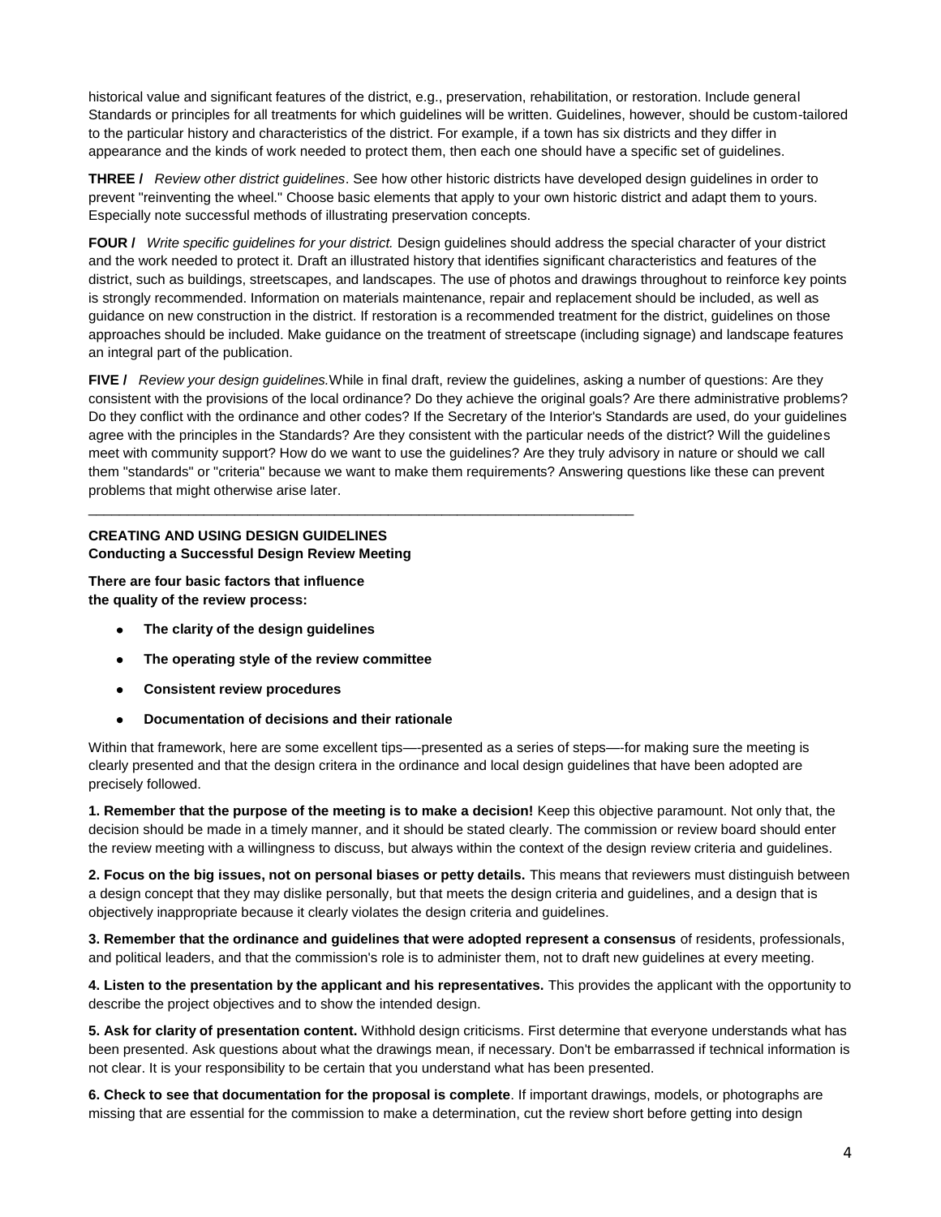historical value and significant features of the district, e.g., preservation, rehabilitation, or restoration. Include general Standards or principles for all treatments for which guidelines will be written. Guidelines, however, should be custom-tailored to the particular history and characteristics of the district. For example, if a town has six districts and they differ in appearance and the kinds of work needed to protect them, then each one should have a specific set of guidelines.

**THREE /** *Review other district guidelines*. See how other historic districts have developed design guidelines in order to prevent "reinventing the wheel." Choose basic elements that apply to your own historic district and adapt them to yours. Especially note successful methods of illustrating preservation concepts.

**FOUR /** *Write specific guidelines for your district.* Design guidelines should address the special character of your district and the work needed to protect it. Draft an illustrated history that identifies significant characteristics and features of the district, such as buildings, streetscapes, and landscapes. The use of photos and drawings throughout to reinforce key points is strongly recommended. Information on materials maintenance, repair and replacement should be included, as well as guidance on new construction in the district. If restoration is a recommended treatment for the district, guidelines on those approaches should be included. Make guidance on the treatment of streetscape (including signage) and landscape features an integral part of the publication.

**FIVE /** *Review your design guidelines.* While in final draft, review the guidelines, asking a number of questions: Are they consistent with the provisions of the local ordinance? Do they achieve the original goals? Are there administrative problems? Do they conflict with the ordinance and other codes? If the Secretary of the Interior's Standards are used, do your guidelines agree with the principles in the Standards? Are they consistent with the particular needs of the district? Will the guidelines meet with community support? How do we want to use the guidelines? Are they truly advisory in nature or should we call them "standards" or "criteria" because we want to make them requirements? Answering questions like these can prevent problems that might otherwise arise later.

---

**CREATING AND USING DESIGN GUIDELINES**
**Conducting a Successful Design Review Meeting**

**There are four basic factors that influence the quality of the review process:**

- **The clarity of the design guidelines**
- **The operating style of the review committee**
- **Consistent review procedures**
- **Documentation of decisions and their rationale**

Within that framework, here are some excellent tips—-presented as a series of steps—-for making sure the meeting is clearly presented and that the design critera in the ordinance and local design guidelines that have been adopted are precisely followed.

**1. Remember that the purpose of the meeting is to make a decision!** Keep this objective paramount. Not only that, the decision should be made in a timely manner, and it should be stated clearly. The commission or review board should enter the review meeting with a willingness to discuss, but always within the context of the design review criteria and guidelines.

**2. Focus on the big issues, not on personal biases or petty details.** This means that reviewers must distinguish between a design concept that they may dislike personally, but that meets the design criteria and guidelines, and a design that is objectively inappropriate because it clearly violates the design criteria and guidelines.

**3. Remember that the ordinance and guidelines that were adopted represent a consensus** of residents, professionals, and political leaders, and that the commission's role is to administer them, not to draft new guidelines at every meeting.

**4. Listen to the presentation by the applicant and his representatives.** This provides the applicant with the opportunity to describe the project objectives and to show the intended design.

**5. Ask for clarity of presentation content.** Withhold design criticisms. First determine that everyone understands what has been presented. Ask questions about what the drawings mean, if necessary. Don't be embarrassed if technical information is not clear. It is your responsibility to be certain that you understand what has been presented.

**6. Check to see that documentation for the proposal is complete**. If important drawings, models, or photographs are missing that are essential for the commission to make a determination, cut the review short before getting into design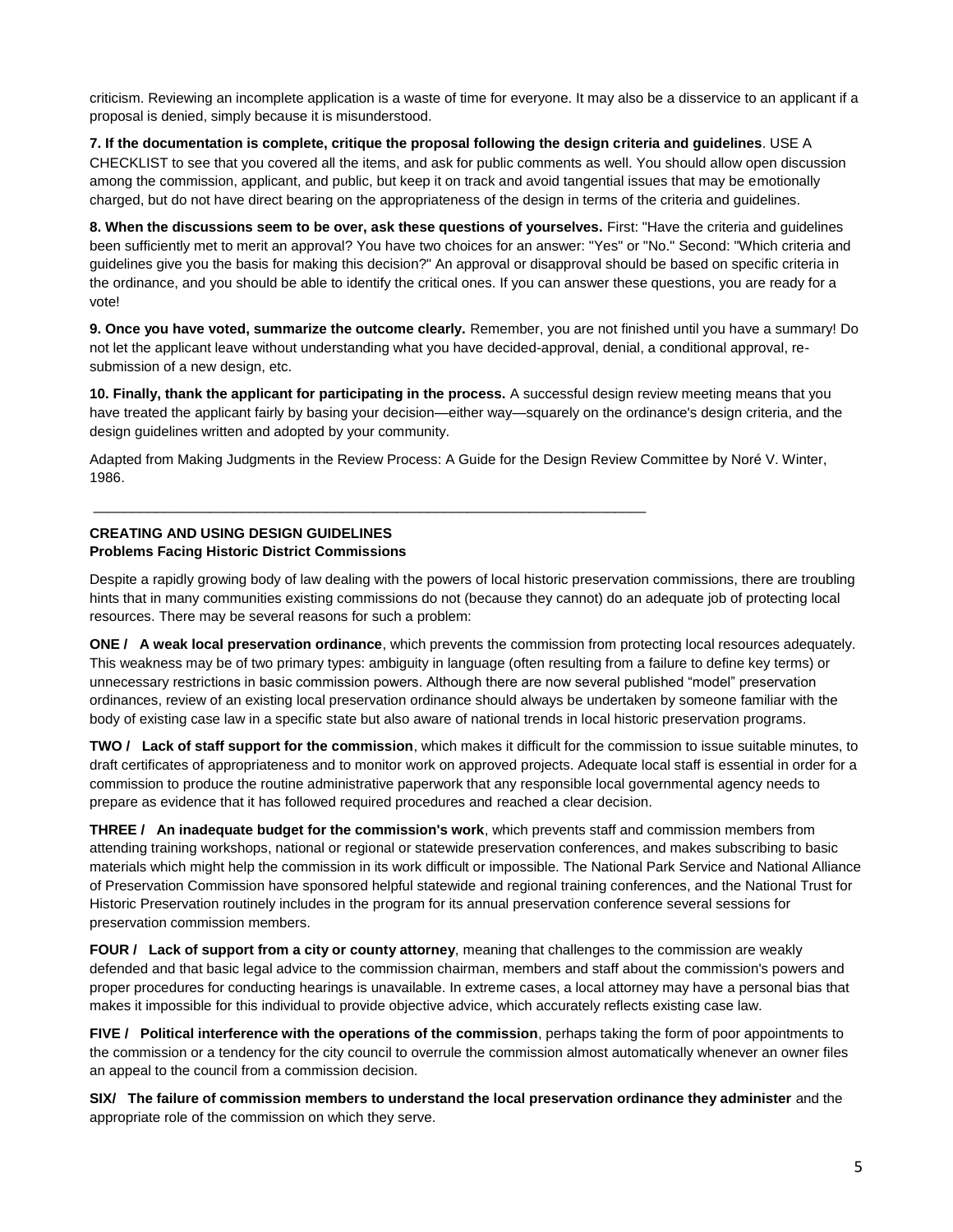criticism. Reviewing an incomplete application is a waste of time for everyone. It may also be a disservice to an applicant if a proposal is denied, simply because it is misunderstood.

**7. If the documentation is complete, critique the proposal following the design criteria and guidelines**. USE A CHECKLIST to see that you covered all the items, and ask for public comments as well. You should allow open discussion among the commission, applicant, and public, but keep it on track and avoid tangential issues that may be emotionally charged, but do not have direct bearing on the appropriateness of the design in terms of the criteria and guidelines.

**8. When the discussions seem to be over, ask these questions of yourselves.** First: "Have the criteria and guidelines been sufficiently met to merit an approval? You have two choices for an answer: "Yes" or "No." Second: "Which criteria and guidelines give you the basis for making this decision?" An approval or disapproval should be based on specific criteria in the ordinance, and you should be able to identify the critical ones. If you can answer these questions, you are ready for a vote!

**9. Once you have voted, summarize the outcome clearly.** Remember, you are not finished until you have a summary! Do not let the applicant leave without understanding what you have decided-approval, denial, a conditional approval, re-submission of a new design, etc.

**10. Finally, thank the applicant for participating in the process.** A successful design review meeting means that you have treated the applicant fairly by basing your decision—either way—squarely on the ordinance's design criteria, and the design guidelines written and adopted by your community.

Adapted from Making Judgments in the Review Process: A Guide for the Design Review Committee by Noré V. Winter, 1986.

---

**CREATING AND USING DESIGN GUIDELINES**
**Problems Facing Historic District Commissions**

Despite a rapidly growing body of law dealing with the powers of local historic preservation commissions, there are troubling hints that in many communities existing commissions do not (because they cannot) do an adequate job of protecting local resources. There may be several reasons for such a problem:

**ONE / A weak local preservation ordinance**, which prevents the commission from protecting local resources adequately. This weakness may be of two primary types: ambiguity in language (often resulting from a failure to define key terms) or unnecessary restrictions in basic commission powers. Although there are now several published "model" preservation ordinances, review of an existing local preservation ordinance should always be undertaken by someone familiar with the body of existing case law in a specific state but also aware of national trends in local historic preservation programs.

**TWO / Lack of staff support for the commission**, which makes it difficult for the commission to issue suitable minutes, to draft certificates of appropriateness and to monitor work on approved projects. Adequate local staff is essential in order for a commission to produce the routine administrative paperwork that any responsible local governmental agency needs to prepare as evidence that it has followed required procedures and reached a clear decision.

**THREE / An inadequate budget for the commission's work**, which prevents staff and commission members from attending training workshops, national or regional or statewide preservation conferences, and makes subscribing to basic materials which might help the commission in its work difficult or impossible. The National Park Service and National Alliance of Preservation Commission have sponsored helpful statewide and regional training conferences, and the National Trust for Historic Preservation routinely includes in the program for its annual preservation conference several sessions for preservation commission members.

**FOUR / Lack of support from a city or county attorney**, meaning that challenges to the commission are weakly defended and that basic legal advice to the commission chairman, members and staff about the commission's powers and proper procedures for conducting hearings is unavailable. In extreme cases, a local attorney may have a personal bias that makes it impossible for this individual to provide objective advice, which accurately reflects existing case law.

**FIVE / Political interference with the operations of the commission**, perhaps taking the form of poor appointments to the commission or a tendency for the city council to overrule the commission almost automatically whenever an owner files an appeal to the council from a commission decision.

**SIX/ The failure of commission members to understand the local preservation ordinance they administer** and the appropriate role of the commission on which they serve.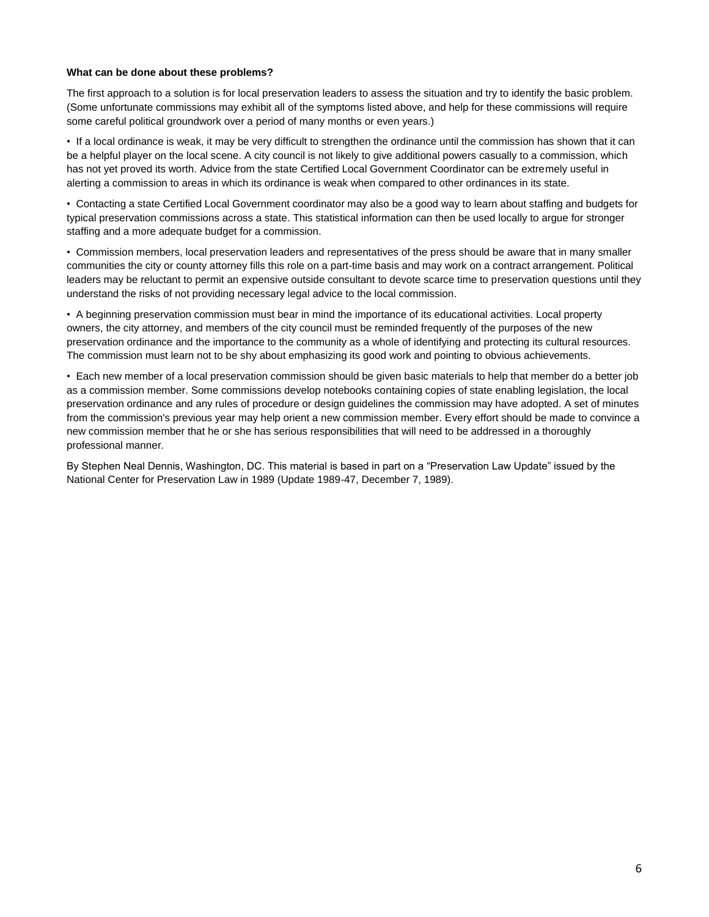**What can be done about these problems?**

The first approach to a solution is for local preservation leaders to assess the situation and try to identify the basic problem. (Some unfortunate commissions may exhibit all of the symptoms listed above, and help for these commissions will require some careful political groundwork over a period of many months or even years.)

- If a local ordinance is weak, it may be very difficult to strengthen the ordinance until the commission has shown that it can be a helpful player on the local scene. A city council is not likely to give additional powers casually to a commission, which has not yet proved its worth. Advice from the state Certified Local Government Coordinator can be extremely useful in alerting a commission to areas in which its ordinance is weak when compared to other ordinances in its state.

- Contacting a state Certified Local Government coordinator may also be a good way to learn about staffing and budgets for typical preservation commissions across a state. This statistical information can then be used locally to argue for stronger staffing and a more adequate budget for a commission.

- Commission members, local preservation leaders and representatives of the press should be aware that in many smaller communities the city or county attorney fills this role on a part-time basis and may work on a contract arrangement. Political leaders may be reluctant to permit an expensive outside consultant to devote scarce time to preservation questions until they understand the risks of not providing necessary legal advice to the local commission.

- A beginning preservation commission must bear in mind the importance of its educational activities. Local property owners, the city attorney, and members of the city council must be reminded frequently of the purposes of the new preservation ordinance and the importance to the community as a whole of identifying and protecting its cultural resources. The commission must learn not to be shy about emphasizing its good work and pointing to obvious achievements.

- Each new member of a local preservation commission should be given basic materials to help that member do a better job as a commission member. Some commissions develop notebooks containing copies of state enabling legislation, the local preservation ordinance and any rules of procedure or design guidelines the commission may have adopted. A set of minutes from the commission's previous year may help orient a new commission member. Every effort should be made to convince a new commission member that he or she has serious responsibilities that will need to be addressed in a thoroughly professional manner.

By Stephen Neal Dennis, Washington, DC. This material is based in part on a "Preservation Law Update" issued by the National Center for Preservation Law in 1989 (Update 1989-47, December 7, 1989).